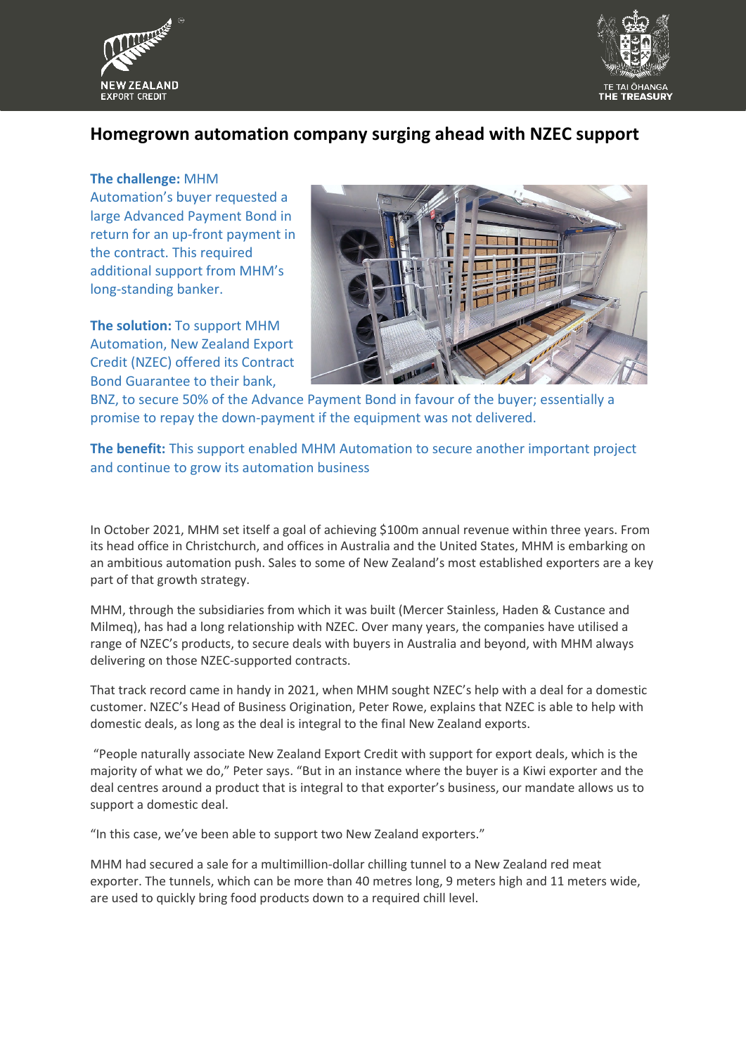# Homegrown automation company surging ahead with NZEC support

**The challenge:** MHM Automation's buyer requested a large Advanced Payment Bond in return for an up-front payment in the contract. This required additional support from MHM's long-standing banker.

**The solution:** To support MHM Automation, New Zealand Export Credit (NZEC) offered its Contract Bond Guarantee to their bank, BNZ, to secure 50% of the Advance Payment Bond in favour of the buyer; essentially a promise to repay the down-payment if the equipment was not delivered.

**The benefit:** This support enabled MHM Automation to secure another important project and continue to grow its automation business

In October 2021, MHM set itself a goal of achieving $100m annual revenue within three years. From its head office in Christchurch, and offices in Australia and the United States, MHM is embarking on an ambitious automation push. Sales to some of New Zealand's most established exporters are a key part of that growth strategy.

MHM, through the subsidiaries from which it was built (Mercer Stainless, Haden & Custance and Milmeq), has had a long relationship with NZEC. Over many years, the companies have utilised a range of NZEC's products, to secure deals with buyers in Australia and beyond, with MHM always delivering on those NZEC-supported contracts.

That track record came in handy in 2021, when MHM sought NZEC's help with a deal for a domestic customer. NZEC's Head of Business Origination, Peter Rowe, explains that NZEC is able to help with domestic deals, as long as the deal is integral to the final New Zealand exports.

"People naturally associate New Zealand Export Credit with support for export deals, which is the majority of what we do," Peter says. "But in an instance where the buyer is a Kiwi exporter and the deal centres around a product that is integral to that exporter's business, our mandate allows us to support a domestic deal.

"In this case, we've been able to support two New Zealand exporters."

MHM had secured a sale for a multimillion-dollar chilling tunnel to a New Zealand red meat exporter. The tunnels, which can be more than 40 metres long, 9 meters high and 11 meters wide, are used to quickly bring food products down to a required chill level.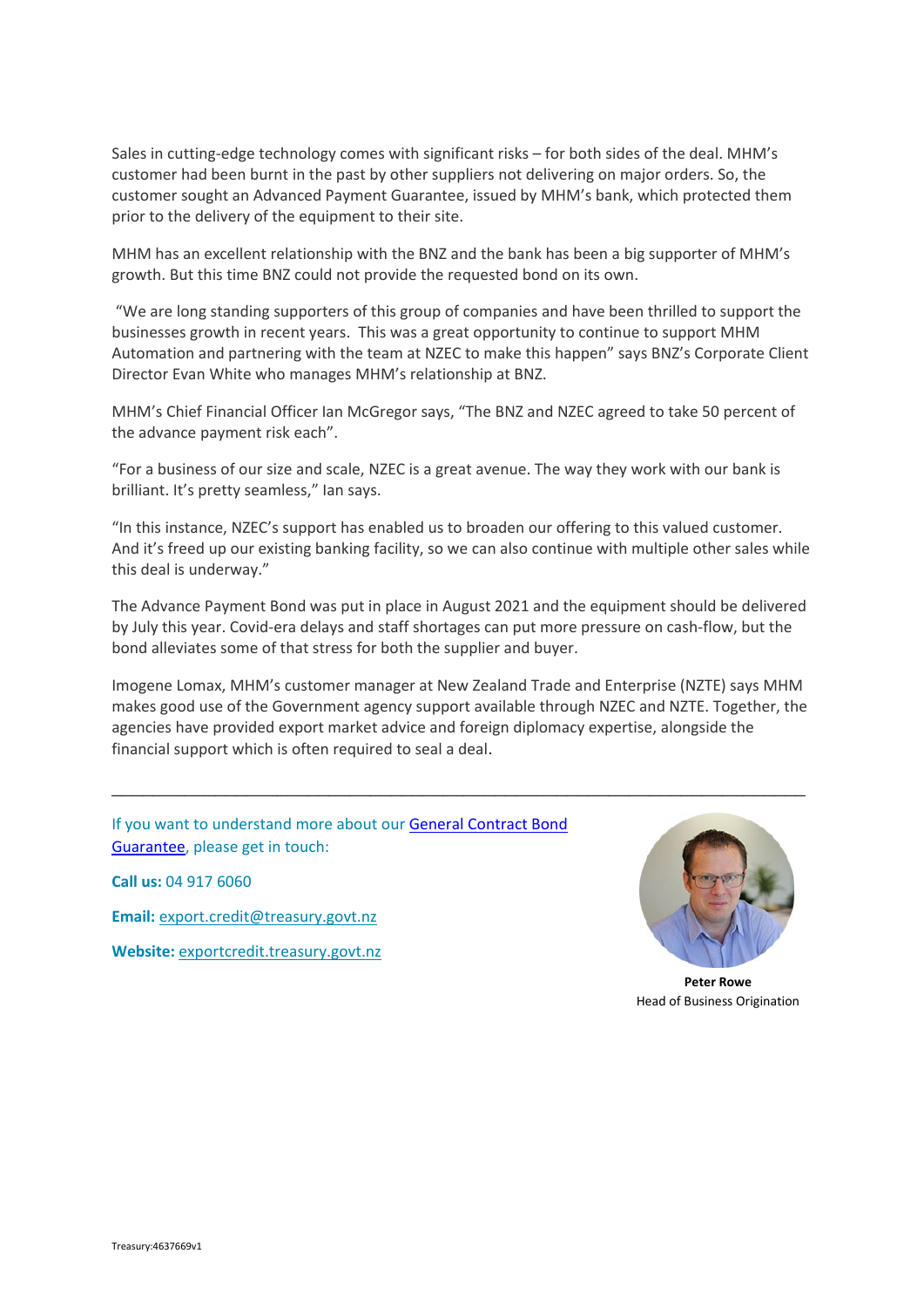Sales in cutting-edge technology comes with significant risks – for both sides of the deal. MHM's customer had been burnt in the past by other suppliers not delivering on major orders. So, the customer sought an Advanced Payment Guarantee, issued by MHM's bank, which protected them prior to the delivery of the equipment to their site.

MHM has an excellent relationship with the BNZ and the bank has been a big supporter of MHM's growth. But this time BNZ could not provide the requested bond on its own.

"We are long standing supporters of this group of companies and have been thrilled to support the businesses growth in recent years. This was a great opportunity to continue to support MHM Automation and partnering with the team at NZEC to make this happen" says BNZ's Corporate Client Director Evan White who manages MHM's relationship at BNZ.

MHM's Chief Financial Officer Ian McGregor says, "The BNZ and NZEC agreed to take 50 percent of the advance payment risk each".

"For a business of our size and scale, NZEC is a great avenue. The way they work with our bank is brilliant. It's pretty seamless," Ian says.

"In this instance, NZEC's support has enabled us to broaden our offering to this valued customer. And it's freed up our existing banking facility, so we can also continue with multiple other sales while this deal is underway."

The Advance Payment Bond was put in place in August 2021 and the equipment should be delivered by July this year. Covid-era delays and staff shortages can put more pressure on cash-flow, but the bond alleviates some of that stress for both the supplier and buyer.

Imogene Lomax, MHM's customer manager at New Zealand Trade and Enterprise (NZTE) says MHM makes good use of the Government agency support available through NZEC and NZTE. Together, the agencies have provided export market advice and foreign diplomacy expertise, alongside the financial support which is often required to seal a deal.

---

If you want to understand more about our [General Contract Bond Guarantee](), please get in touch:

**Call us:** 04 917 6060

**Email:** [export.credit@treasury.govt.nz](mailto:export.credit@treasury.govt.nz)

**Website:** [exportcredit.treasury.govt.nz]()

**Peter Rowe**
Head of Business Origination

Treasury:4637669v1